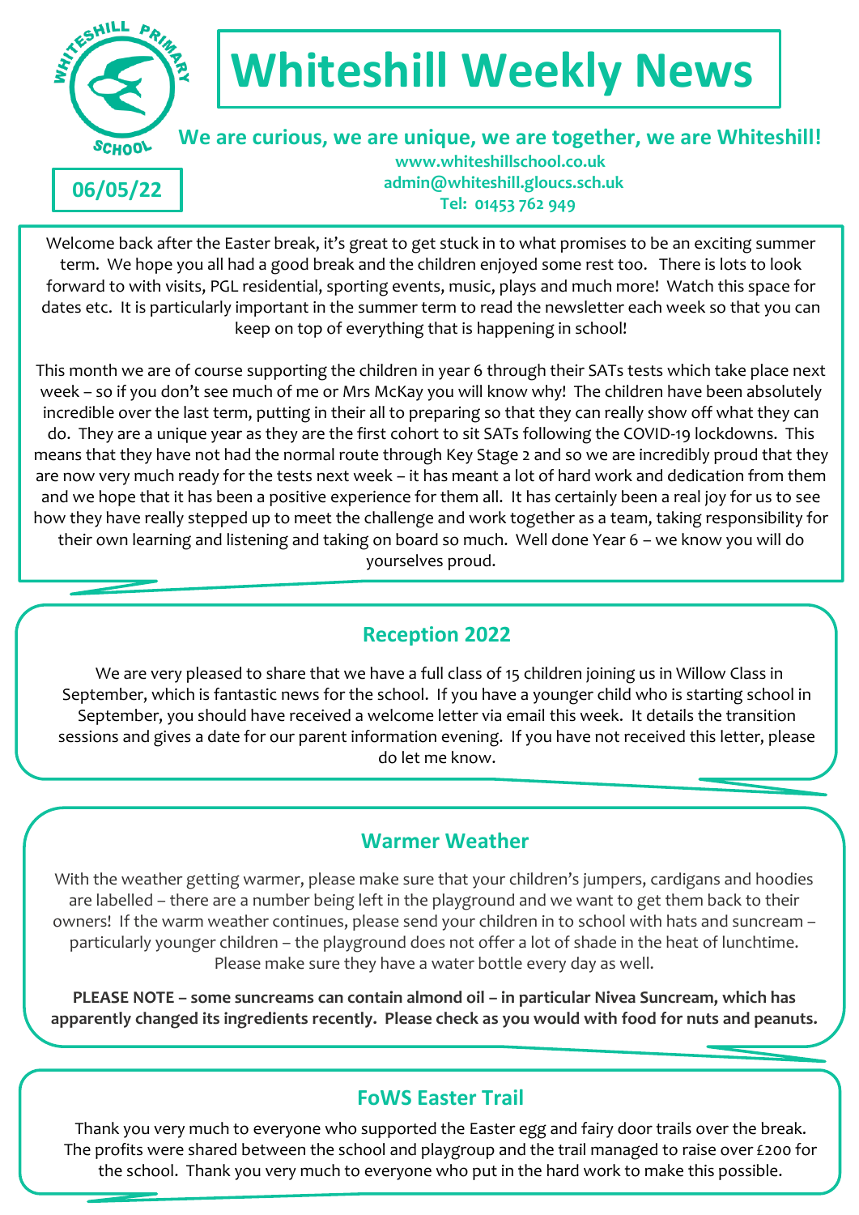WHITESHILL PRIMARY SCHOOL

# Whiteshill Weekly News

**We are curious, we are unique, we are together, we are Whiteshill!**

**www.whiteshillschool.co.uk**
**admin@whiteshill.gloucs.sch.uk**
**Tel: 01453 762 949**

**06/05/22**

Welcome back after the Easter break, it's great to get stuck in to what promises to be an exciting summer term. We hope you all had a good break and the children enjoyed some rest too. There is lots to look forward to with visits, PGL residential, sporting events, music, plays and much more! Watch this space for dates etc. It is particularly important in the summer term to read the newsletter each week so that you can keep on top of everything that is happening in school!

This month we are of course supporting the children in year 6 through their SATs tests which take place next week – so if you don't see much of me or Mrs McKay you will know why! The children have been absolutely incredible over the last term, putting in their all to preparing so that they can really show off what they can do. They are a unique year as they are the first cohort to sit SATs following the COVID-19 lockdowns. This means that they have not had the normal route through Key Stage 2 and so we are incredibly proud that they are now very much ready for the tests next week – it has meant a lot of hard work and dedication from them and we hope that it has been a positive experience for them all. It has certainly been a real joy for us to see how they have really stepped up to meet the challenge and work together as a team, taking responsibility for their own learning and listening and taking on board so much. Well done Year 6 – we know you will do yourselves proud.

## Reception 2022

We are very pleased to share that we have a full class of 15 children joining us in Willow Class in September, which is fantastic news for the school. If you have a younger child who is starting school in September, you should have received a welcome letter via email this week. It details the transition sessions and gives a date for our parent information evening. If you have not received this letter, please do let me know.

## Warmer Weather

With the weather getting warmer, please make sure that your children's jumpers, cardigans and hoodies are labelled – there are a number being left in the playground and we want to get them back to their owners! If the warm weather continues, please send your children in to school with hats and suncream – particularly younger children – the playground does not offer a lot of shade in the heat of lunchtime. Please make sure they have a water bottle every day as well.

**PLEASE NOTE – some suncreams can contain almond oil – in particular Nivea Suncream, which has apparently changed its ingredients recently. Please check as you would with food for nuts and peanuts.**

## FoWS Easter Trail

Thank you very much to everyone who supported the Easter egg and fairy door trails over the break. The profits were shared between the school and playgroup and the trail managed to raise over £200 for the school. Thank you very much to everyone who put in the hard work to make this possible.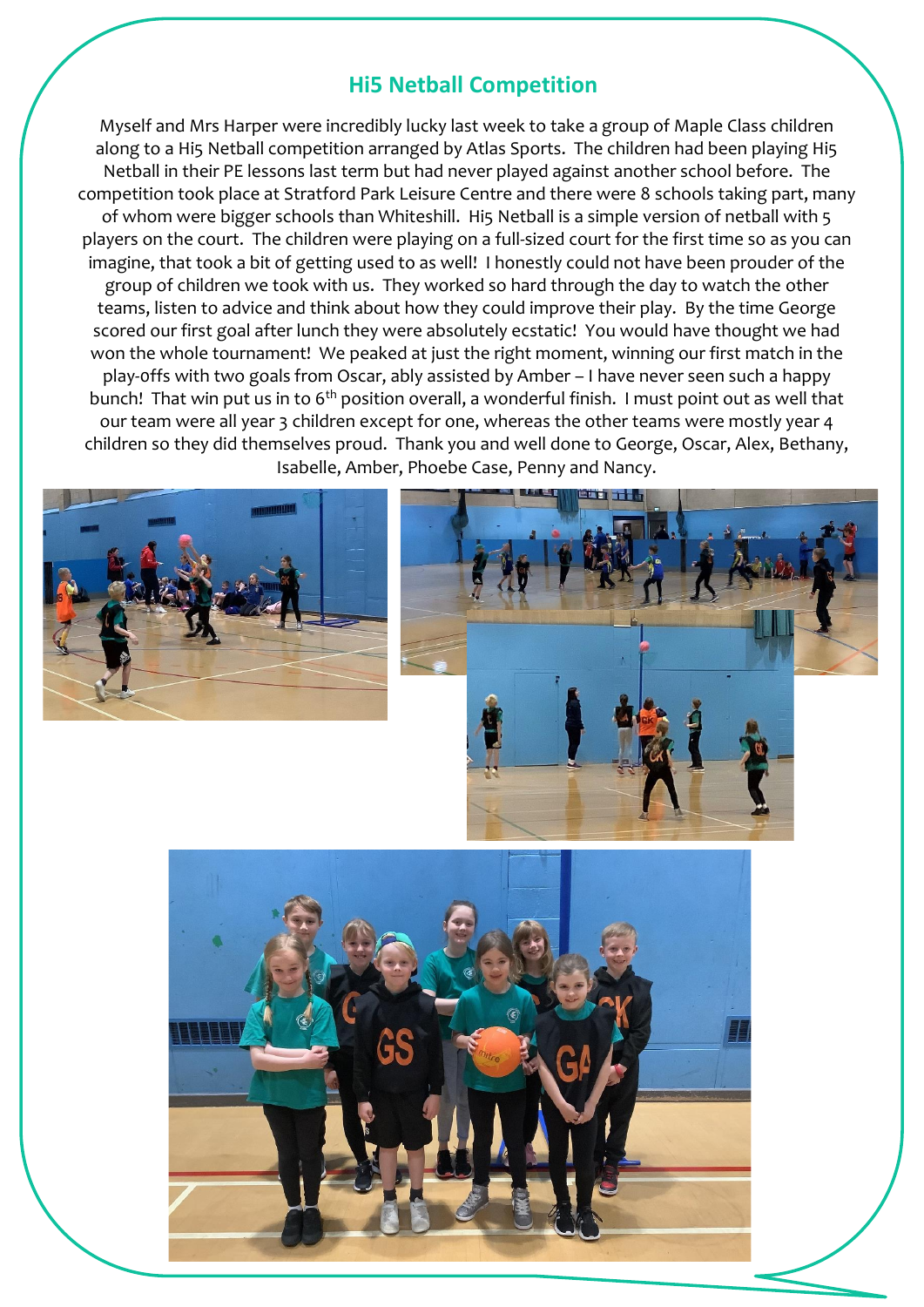## Hi5 Netball Competition

Myself and Mrs Harper were incredibly lucky last week to take a group of Maple Class children along to a Hi5 Netball competition arranged by Atlas Sports. The children had been playing Hi5 Netball in their PE lessons last term but had never played against another school before. The competition took place at Stratford Park Leisure Centre and there were 8 schools taking part, many of whom were bigger schools than Whiteshill. Hi5 Netball is a simple version of netball with 5 players on the court. The children were playing on a full-sized court for the first time so as you can imagine, that took a bit of getting used to as well! I honestly could not have been prouder of the group of children we took with us. They worked so hard through the day to watch the other teams, listen to advice and think about how they could improve their play. By the time George scored our first goal after lunch they were absolutely ecstatic! You would have thought we had won the whole tournament! We peaked at just the right moment, winning our first match in the play-offs with two goals from Oscar, ably assisted by Amber – I have never seen such a happy bunch! That win put us in to 6th position overall, a wonderful finish. I must point out as well that our team were all year 3 children except for one, whereas the other teams were mostly year 4 children so they did themselves proud. Thank you and well done to George, Oscar, Alex, Bethany, Isabelle, Amber, Phoebe Case, Penny and Nancy.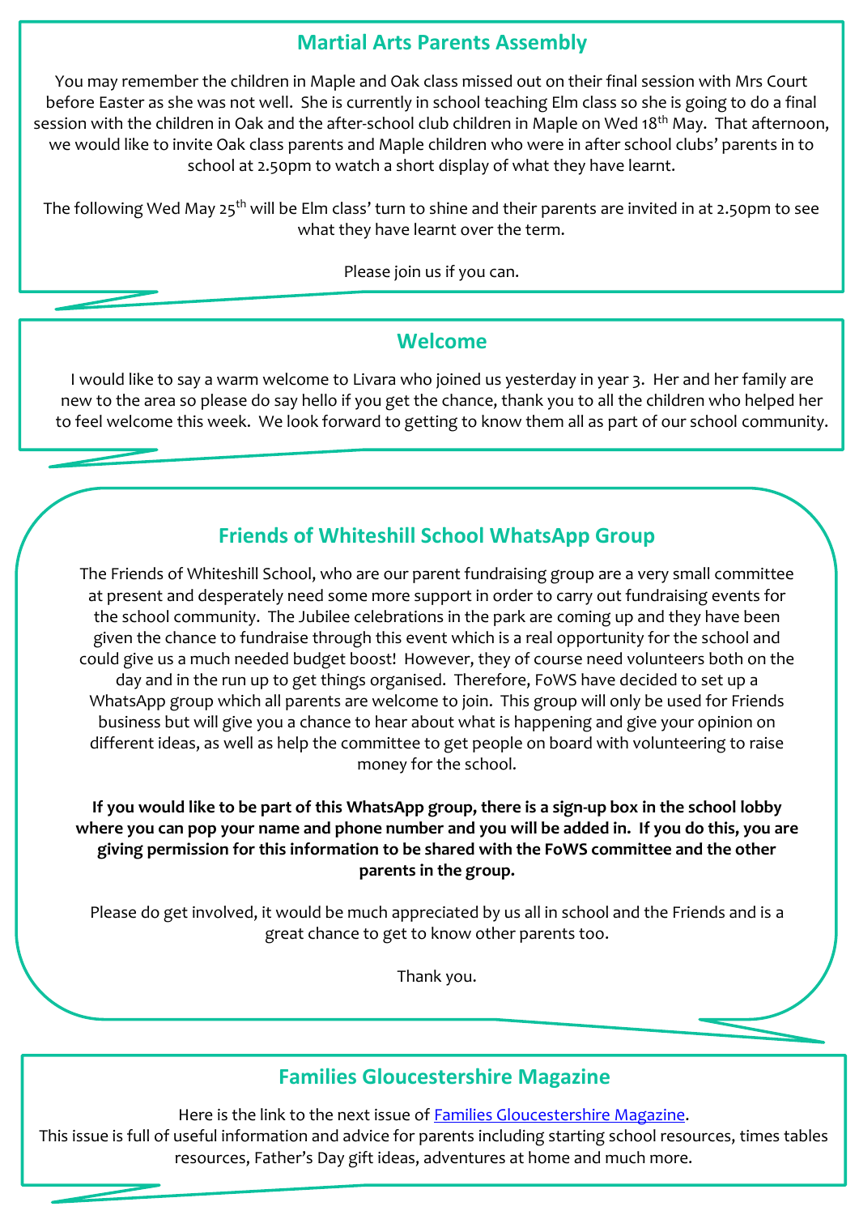## Martial Arts Parents Assembly

You may remember the children in Maple and Oak class missed out on their final session with Mrs Court before Easter as she was not well. She is currently in school teaching Elm class so she is going to do a final session with the children in Oak and the after-school club children in Maple on Wed 18th May. That afternoon, we would like to invite Oak class parents and Maple children who were in after school clubs' parents in to school at 2.50pm to watch a short display of what they have learnt.

The following Wed May 25th will be Elm class' turn to shine and their parents are invited in at 2.50pm to see what they have learnt over the term.

Please join us if you can.

## Welcome

I would like to say a warm welcome to Livara who joined us yesterday in year 3. Her and her family are new to the area so please do say hello if you get the chance, thank you to all the children who helped her to feel welcome this week. We look forward to getting to know them all as part of our school community.

## Friends of Whiteshill School WhatsApp Group

The Friends of Whiteshill School, who are our parent fundraising group are a very small committee at present and desperately need some more support in order to carry out fundraising events for the school community. The Jubilee celebrations in the park are coming up and they have been given the chance to fundraise through this event which is a real opportunity for the school and could give us a much needed budget boost! However, they of course need volunteers both on the day and in the run up to get things organised. Therefore, FoWS have decided to set up a WhatsApp group which all parents are welcome to join. This group will only be used for Friends business but will give you a chance to hear about what is happening and give your opinion on different ideas, as well as help the committee to get people on board with volunteering to raise money for the school.

**If you would like to be part of this WhatsApp group, there is a sign-up box in the school lobby where you can pop your name and phone number and you will be added in. If you do this, you are giving permission for this information to be shared with the FoWS committee and the other parents in the group.**

Please do get involved, it would be much appreciated by us all in school and the Friends and is a great chance to get to know other parents too.

Thank you.

## Families Gloucestershire Magazine

Here is the link to the next issue of Families Gloucestershire Magazine.
This issue is full of useful information and advice for parents including starting school resources, times tables resources, Father's Day gift ideas, adventures at home and much more.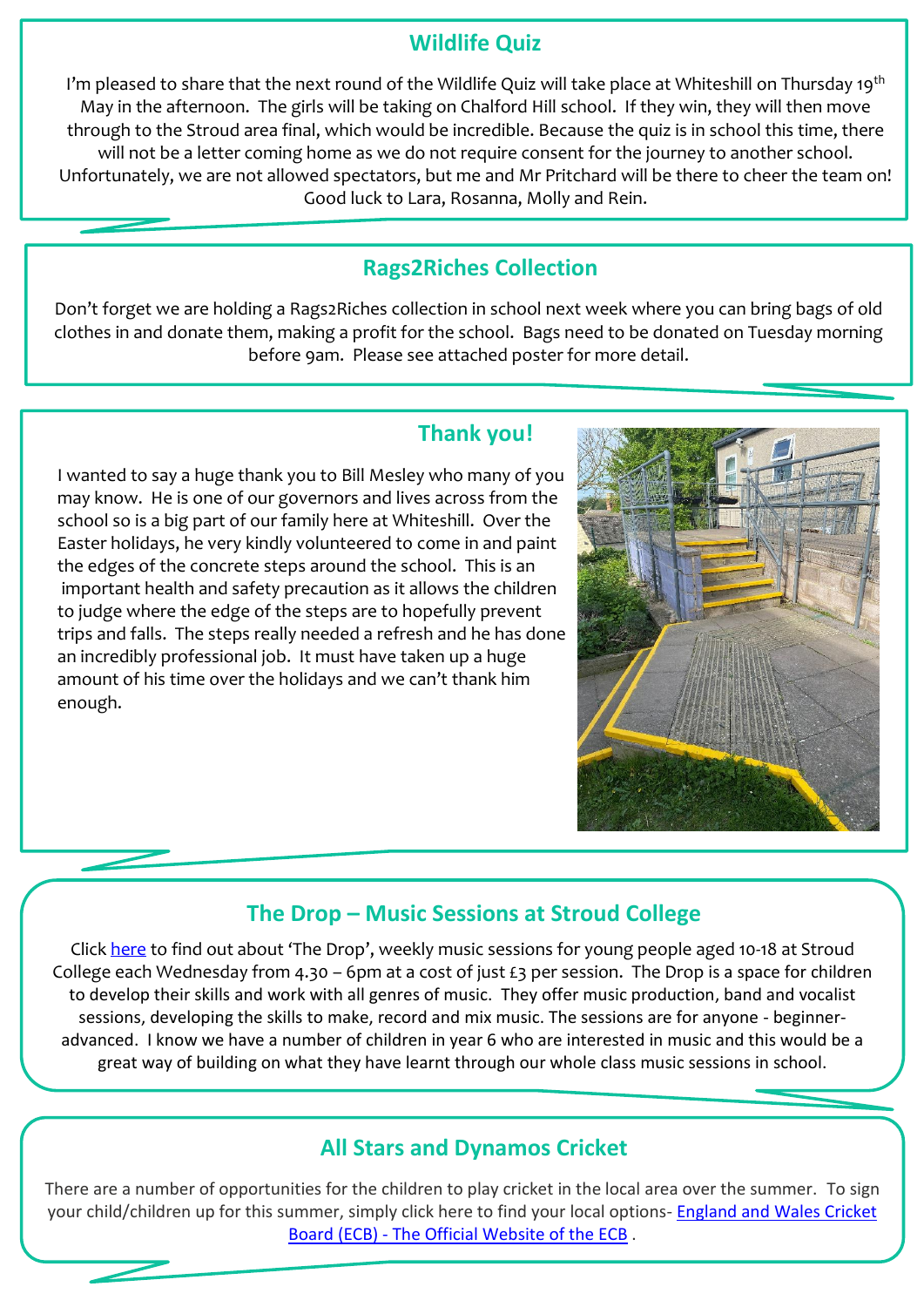## Wildlife Quiz

I'm pleased to share that the next round of the Wildlife Quiz will take place at Whiteshill on Thursday 19th May in the afternoon. The girls will be taking on Chalford Hill school. If they win, they will then move through to the Stroud area final, which would be incredible. Because the quiz is in school this time, there will not be a letter coming home as we do not require consent for the journey to another school. Unfortunately, we are not allowed spectators, but me and Mr Pritchard will be there to cheer the team on! Good luck to Lara, Rosanna, Molly and Rein.

## Rags2Riches Collection

Don't forget we are holding a Rags2Riches collection in school next week where you can bring bags of old clothes in and donate them, making a profit for the school. Bags need to be donated on Tuesday morning before 9am. Please see attached poster for more detail.

## Thank you!

I wanted to say a huge thank you to Bill Mesley who many of you may know. He is one of our governors and lives across from the school so is a big part of our family here at Whiteshill. Over the Easter holidays, he very kindly volunteered to come in and paint the edges of the concrete steps around the school. This is an important health and safety precaution as it allows the children to judge where the edge of the steps are to hopefully prevent trips and falls. The steps really needed a refresh and he has done an incredibly professional job. It must have taken up a huge amount of his time over the holidays and we can't thank him enough.

## The Drop – Music Sessions at Stroud College

Click here to find out about 'The Drop', weekly music sessions for young people aged 10-18 at Stroud College each Wednesday from 4.30 – 6pm at a cost of just £3 per session. The Drop is a space for children to develop their skills and work with all genres of music. They offer music production, band and vocalist sessions, developing the skills to make, record and mix music. The sessions are for anyone - beginner-advanced. I know we have a number of children in year 6 who are interested in music and this would be a great way of building on what they have learnt through our whole class music sessions in school.

## All Stars and Dynamos Cricket

There are a number of opportunities for the children to play cricket in the local area over the summer. To sign your child/children up for this summer, simply click here to find your local options- England and Wales Cricket Board (ECB) - The Official Website of the ECB .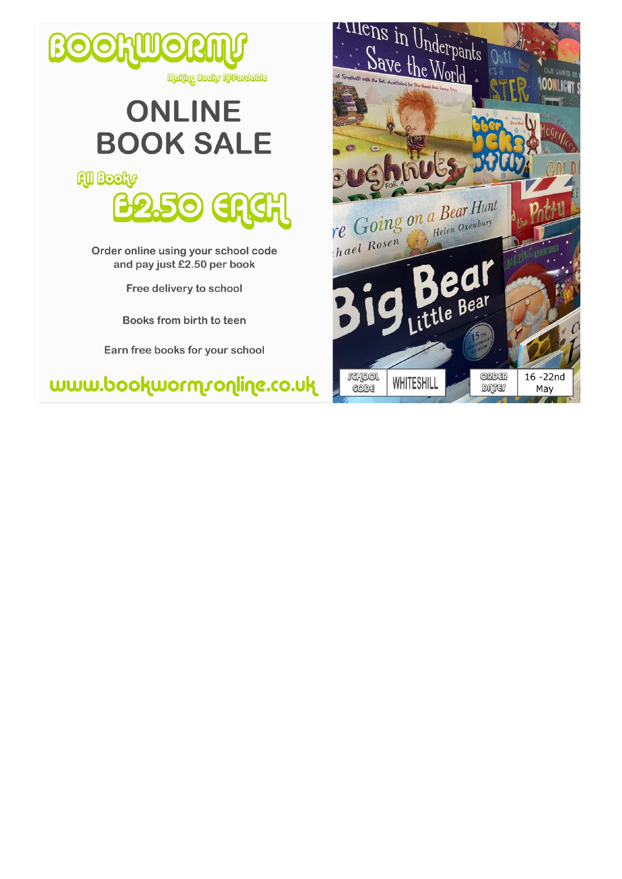# BOOKWORMS

Making Books Affordable

## ONLINE BOOK SALE

All Books

**£2.50 EACH**

Order online using your school code and pay just £2.50 per book

Free delivery to school

Books from birth to teen

Earn free books for your school

www.bookwormsonline.co.uk

| | | | |
|---|---|---|---|
| SCHOOL CODE | WHITESHILL | ORDER DATES | 16 -22nd May |